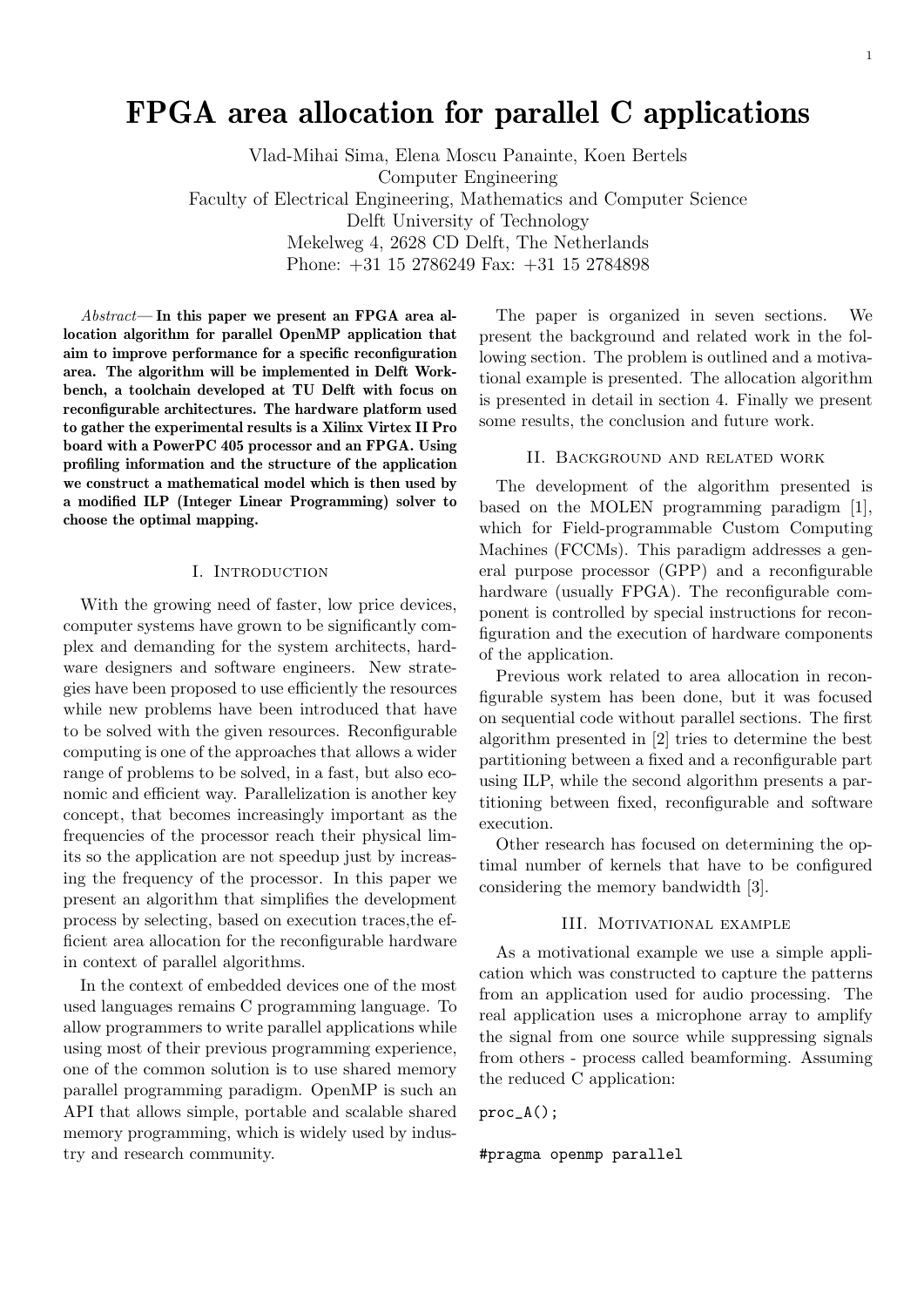# FPGA area allocation for parallel C applications

Vlad-Mihai Sima, Elena Moscu Panainte, Koen Bertels
Computer Engineering
Faculty of Electrical Engineering, Mathematics and Computer Science
Delft University of Technology
Mekelweg 4, 2628 CD Delft, The Netherlands
Phone: +31 15 2786249 Fax: +31 15 2784898

*Abstract*— **In this paper we present an FPGA area allocation algorithm for parallel OpenMP application that aim to improve performance for a specific reconfiguration area. The algorithm will be implemented in Delft Workbench, a toolchain developed at TU Delft with focus on reconfigurable architectures. The hardware platform used to gather the experimental results is a Xilinx Virtex II Pro board with a PowerPC 405 processor and an FPGA. Using profiling information and the structure of the application we construct a mathematical model which is then used by a modified ILP (Integer Linear Programming) solver to choose the optimal mapping.**

## I. Introduction

With the growing need of faster, low price devices, computer systems have grown to be significantly complex and demanding for the system architects, hardware designers and software engineers. New strategies have been proposed to use efficiently the resources while new problems have been introduced that have to be solved with the given resources. Reconfigurable computing is one of the approaches that allows a wider range of problems to be solved, in a fast, but also economic and efficient way. Parallelization is another key concept, that becomes increasingly important as the frequencies of the processor reach their physical limits so the application are not speedup just by increasing the frequency of the processor. In this paper we present an algorithm that simplifies the development process by selecting, based on execution traces,the efficient area allocation for the reconfigurable hardware in context of parallel algorithms.

In the context of embedded devices one of the most used languages remains C programming language. To allow programmers to write parallel applications while using most of their previous programming experience, one of the common solution is to use shared memory parallel programming paradigm. OpenMP is such an API that allows simple, portable and scalable shared memory programming, which is widely used by industry and research community.

The paper is organized in seven sections. We present the background and related work in the following section. The problem is outlined and a motivational example is presented. The allocation algorithm is presented in detail in section 4. Finally we present some results, the conclusion and future work.

## II. Background and related work

The development of the algorithm presented is based on the MOLEN programming paradigm [1], which for Field-programmable Custom Computing Machines (FCCMs). This paradigm addresses a general purpose processor (GPP) and a reconfigurable hardware (usually FPGA). The reconfigurable component is controlled by special instructions for reconfiguration and the execution of hardware components of the application.

Previous work related to area allocation in reconfigurable system has been done, but it was focused on sequential code without parallel sections. The first algorithm presented in [2] tries to determine the best partitioning between a fixed and a reconfigurable part using ILP, while the second algorithm presents a partitioning between fixed, reconfigurable and software execution.

Other research has focused on determining the optimal number of kernels that have to be configured considering the memory bandwidth [3].

## III. Motivational example

As a motivational example we use a simple application which was constructed to capture the patterns from an application used for audio processing. The real application uses a microphone array to amplify the signal from one source while suppressing signals from others - process called beamforming. Assuming the reduced C application:

```
proc_A();

#pragma openmp parallel
```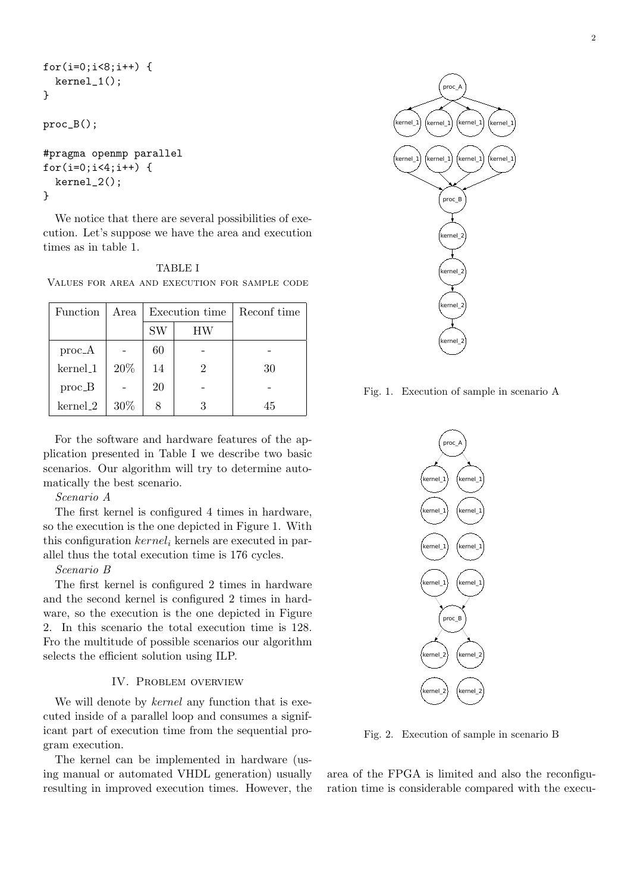```
for(i=0;i<8;i++) {
  kernel_1();
}

proc_B();

#pragma openmp parallel
for(i=0;i<4;i++) {
  kernel_2();
}
```

We notice that there are several possibilities of execution. Let's suppose we have the area and execution times as in table 1.

TABLE I
VALUES FOR AREA AND EXECUTION FOR SAMPLE CODE

| Function | Area | Execution time | | Reconf time |
|---|---|---|---|---|
| | | SW | HW | |
| proc_A | - | 60 | - | - |
| kernel_1 | 20% | 14 | 2 | 30 |
| proc_B | - | 20 | - | - |
| kernel_2 | 30% | 8 | 3 | 45 |

For the software and hardware features of the application presented in Table I we describe two basic scenarios. Our algorithm will try to determine automatically the best scenario.

*Scenario A*

The first kernel is configured 4 times in hardware, so the execution is the one depicted in Figure 1. With this configuration $kernel_i$ kernels are executed in parallel thus the total execution time is 176 cycles.

*Scenario B*

The first kernel is configured 2 times in hardware and the second kernel is configured 2 times in hardware, so the execution is the one depicted in Figure 2. In this scenario the total execution time is 128. Fro the multitude of possible scenarios our algorithm selects the efficient solution using ILP.

Fig. 1. Execution of sample in scenario A

Fig. 2. Execution of sample in scenario B

## IV. Problem overview

We will denote by *kernel* any function that is executed inside of a parallel loop and consumes a significant part of execution time from the sequential program execution.

The kernel can be implemented in hardware (using manual or automated VHDL generation) usually resulting in improved execution times. However, the area of the FPGA is limited and also the reconfiguration time is considerable compared with the execu-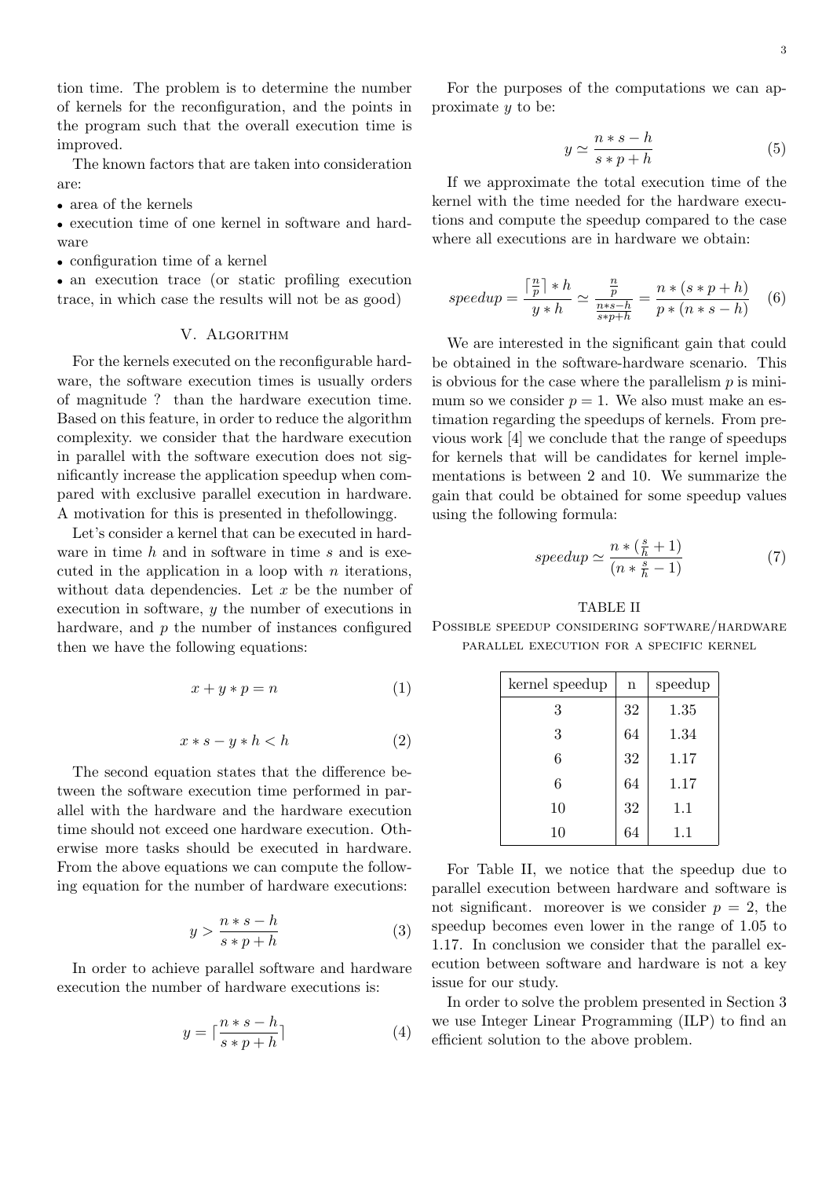tion time. The problem is to determine the number of kernels for the reconfiguration, and the points in the program such that the overall execution time is improved.

The known factors that are taken into consideration are:

- area of the kernels
- execution time of one kernel in software and hardware
- configuration time of a kernel
- an execution trace (or static profiling execution trace, in which case the results will not be as good)

## V. Algorithm

For the kernels executed on the reconfigurable hardware, the software execution times is usually orders of magnitude ? than the hardware execution time. Based on this feature, in order to reduce the algorithm complexity. we consider that the hardware execution in parallel with the software execution does not significantly increase the application speedup when compared with exclusive parallel execution in hardware. A motivation for this is presented in thefollowingg.

Let's consider a kernel that can be executed in hardware in time $h$ and in software in time $s$ and is executed in the application in a loop with $n$ iterations, without data dependencies. Let $x$ be the number of execution in software, $y$ the number of executions in hardware, and $p$ the number of instances configured then we have the following equations:

$$x + y * p = n \tag{1}$$

$$x * s - y * h < h \tag{2}$$

The second equation states that the difference between the software execution time performed in parallel with the hardware and the hardware execution time should not exceed one hardware execution. Otherwise more tasks should be executed in hardware. From the above equations we can compute the following equation for the number of hardware executions:

$$y > \frac{n * s - h}{s * p + h} \tag{3}$$

In order to achieve parallel software and hardware execution the number of hardware executions is:

$$y = \lceil \frac{n * s - h}{s * p + h} \rceil \tag{4}$$

For the purposes of the computations we can approximate $y$ to be:

$$y \simeq \frac{n * s - h}{s * p + h} \tag{5}$$

If we approximate the total execution time of the kernel with the time needed for the hardware executions and compute the speedup compared to the case where all executions are in hardware we obtain:

$$speedup = \frac{\lceil \frac{n}{p} \rceil * h}{y * h} \simeq \frac{\frac{n}{p}}{\frac{n * s - h}{s * p + h}} = \frac{n * (s * p + h)}{p * (n * s - h)} \tag{6}$$

We are interested in the significant gain that could be obtained in the software-hardware scenario. This is obvious for the case where the parallelism $p$ is minimum so we consider $p = 1$. We also must make an estimation regarding the speedups of kernels. From previous work [4] we conclude that the range of speedups for kernels that will be candidates for kernel implementations is between 2 and 10. We summarize the gain that could be obtained for some speedup values using the following formula:

$$speedup \simeq \frac{n * (\frac{s}{h} + 1)}{(n * \frac{s}{h} - 1)} \tag{7}$$

TABLE II
Possible speedup considering software/hardware parallel execution for a specific kernel

| kernel speedup | n | speedup |
|---|---|---|
| 3 | 32 | 1.35 |
| 3 | 64 | 1.34 |
| 6 | 32 | 1.17 |
| 6 | 64 | 1.17 |
| 10 | 32 | 1.1 |
| 10 | 64 | 1.1 |

For Table II, we notice that the speedup due to parallel execution between hardware and software is not significant. moreover is we consider $p = 2$, the speedup becomes even lower in the range of 1.05 to 1.17. In conclusion we consider that the parallel execution between software and hardware is not a key issue for our study.

In order to solve the problem presented in Section 3 we use Integer Linear Programming (ILP) to find an efficient solution to the above problem.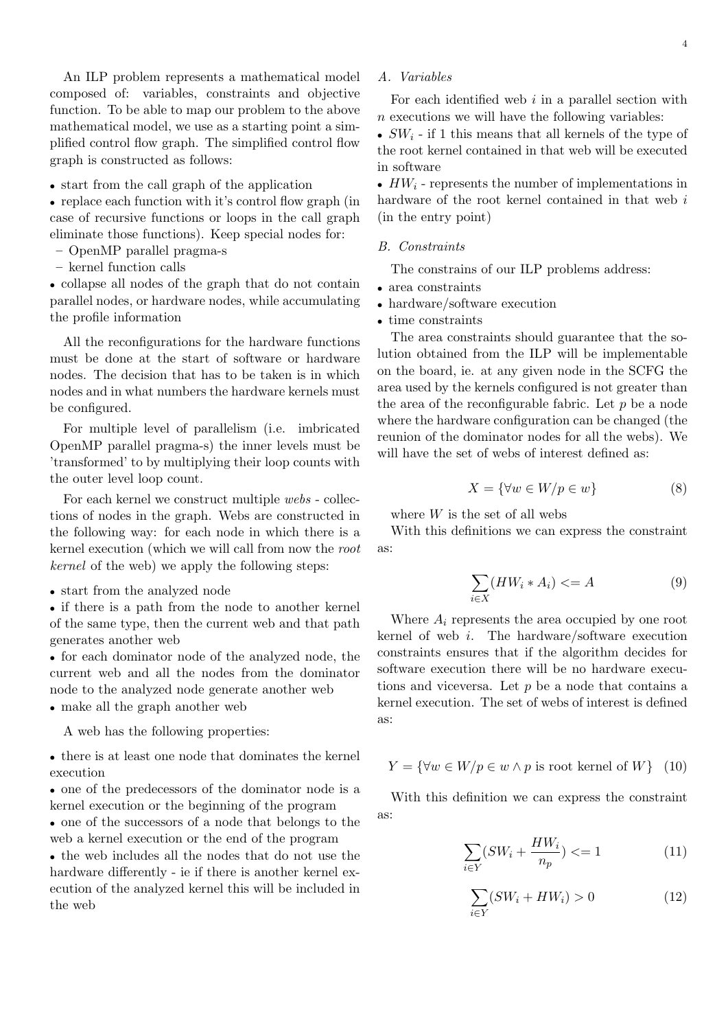An ILP problem represents a mathematical model composed of: variables, constraints and objective function. To be able to map our problem to the above mathematical model, we use as a starting point a simplified control flow graph. The simplified control flow graph is constructed as follows:

- start from the call graph of the application
- replace each function with it's control flow graph (in case of recursive functions or loops in the call graph eliminate those functions). Keep special nodes for:
  - OpenMP parallel pragma-s
  - kernel function calls
- collapse all nodes of the graph that do not contain parallel nodes, or hardware nodes, while accumulating the profile information

All the reconfigurations for the hardware functions must be done at the start of software or hardware nodes. The decision that has to be taken is in which nodes and in what numbers the hardware kernels must be configured.

For multiple level of parallelism (i.e. imbricated OpenMP parallel pragma-s) the inner levels must be 'transformed' to by multiplying their loop counts with the outer level loop count.

For each kernel we construct multiple *webs* - collections of nodes in the graph. Webs are constructed in the following way: for each node in which there is a kernel execution (which we will call from now the *root kernel* of the web) we apply the following steps:

- start from the analyzed node
- if there is a path from the node to another kernel of the same type, then the current web and that path generates another web
- for each dominator node of the analyzed node, the current web and all the nodes from the dominator node to the analyzed node generate another web
- make all the graph another web

A web has the following properties:

- there is at least one node that dominates the kernel execution
- one of the predecessors of the dominator node is a kernel execution or the beginning of the program
- one of the successors of a node that belongs to the web a kernel execution or the end of the program
- the web includes all the nodes that do not use the hardware differently - ie if there is another kernel execution of the analyzed kernel this will be included in the web

### A. Variables

For each identified web $i$ in a parallel section with $n$ executions we will have the following variables:

- $SW_i$ - if 1 this means that all kernels of the type of the root kernel contained in that web will be executed in software
- $HW_i$ - represents the number of implementations in hardware of the root kernel contained in that web $i$ (in the entry point)

### B. Constraints

The constrains of our ILP problems address:

- area constraints
- hardware/software execution
- time constraints

The area constraints should guarantee that the solution obtained from the ILP will be implementable on the board, ie. at any given node in the SCFG the area used by the kernels configured is not greater than the area of the reconfigurable fabric. Let $p$ be a node where the hardware configuration can be changed (the reunion of the dominator nodes for all the webs). We will have the set of webs of interest defined as:

$$X = \{\forall w \in W / p \in w\} \tag{8}$$

where $W$ is the set of all webs

With this definitions we can express the constraint as:

$$\sum_{i \in X} (HW_i * A_i) <= A \tag{9}$$

Where $A_i$ represents the area occupied by one root kernel of web $i$. The hardware/software execution constraints ensures that if the algorithm decides for software execution there will be no hardware executions and viceversa. Let $p$ be a node that contains a kernel execution. The set of webs of interest is defined as:

$$Y = \{\forall w \in W / p \in w \wedge p \text{ is root kernel of } W\} \tag{10}$$

With this definition we can express the constraint as:

$$\sum_{i \in Y} (SW_i + \frac{HW_i}{n_p}) <= 1 \tag{11}$$

$$\sum_{i \in Y} (SW_i + HW_i) > 0 \tag{12}$$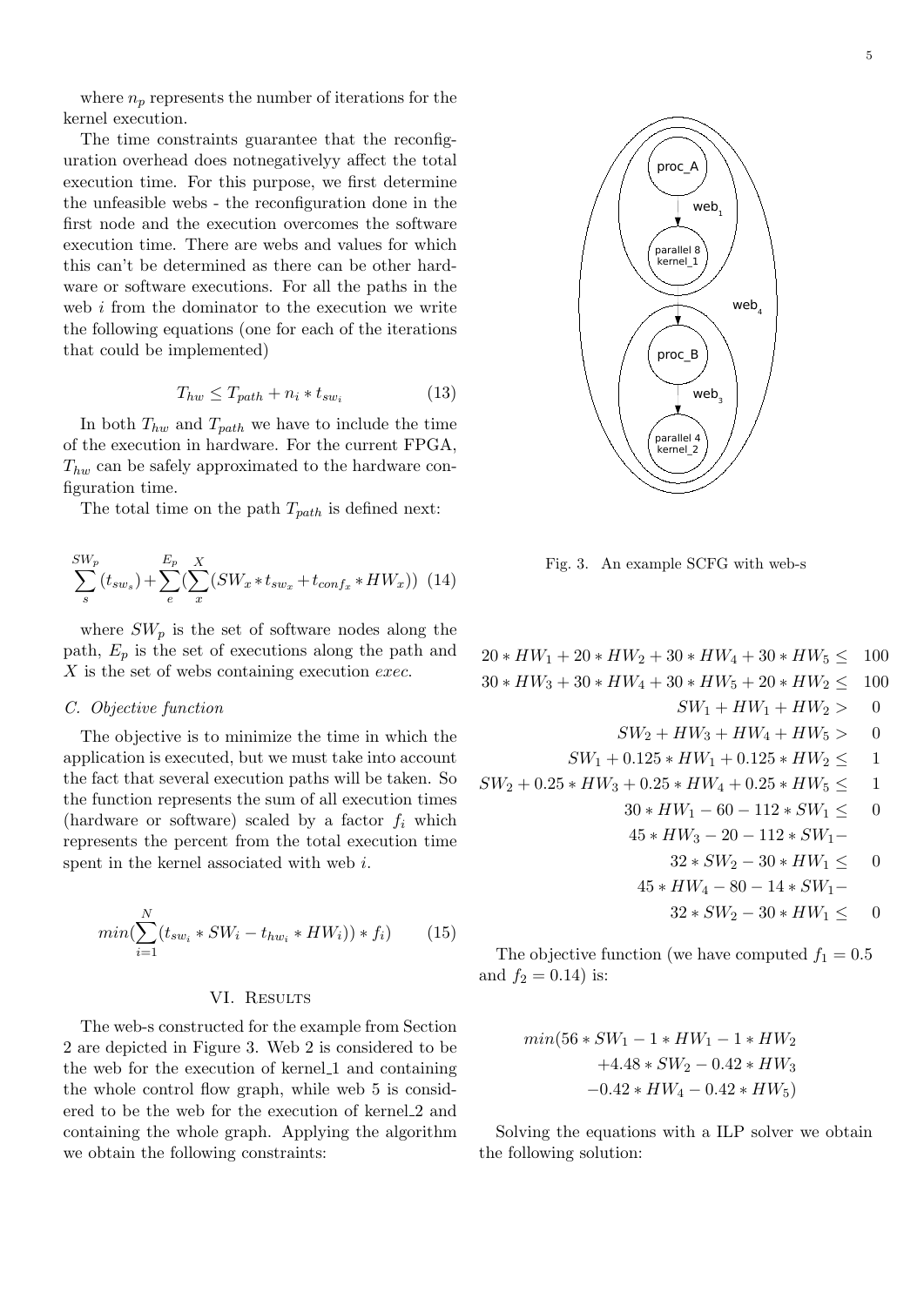where $n_p$ represents the number of iterations for the kernel execution.

The time constraints guarantee that the reconfiguration overhead does notnegativelyy affect the total execution time. For this purpose, we first determine the unfeasible webs - the reconfiguration done in the first node and the execution overcomes the software execution time. There are webs and values for which this can't be determined as there can be other hardware or software executions. For all the paths in the web $i$ from the dominator to the execution we write the following equations (one for each of the iterations that could be implemented)

$$T_{hw} \leq T_{path} + n_i * t_{sw_i} \tag{13}$$

In both $T_{hw}$ and $T_{path}$ we have to include the time of the execution in hardware. For the current FPGA, $T_{hw}$ can be safely approximated to the hardware configuration time.

The total time on the path $T_{path}$ is defined next:

$$\sum_{s}^{SW_p}(t_{sw_s}) + \sum_{e}^{E_p}(\sum_{x}^{X}(SW_x * t_{sw_x} + t_{conf_x} * HW_x)) \tag{14}$$

where $SW_p$ is the set of software nodes along the path, $E_p$ is the set of executions along the path and $X$ is the set of webs containing execution *exec*.

### C. Objective function

The objective is to minimize the time in which the application is executed, but we must take into account the fact that several execution paths will be taken. So the function represents the sum of all execution times (hardware or software) scaled by a factor $f_i$ which represents the percent from the total execution time spent in the kernel associated with web $i$.

$$min(\sum_{i=1}^{N}(t_{sw_i} * SW_i - t_{hw_i} * HW_i)) * f_i) \tag{15}$$

## VI. Results

The web-s constructed for the example from Section 2 are depicted in Figure 3. Web 2 is considered to be the web for the execution of kernel_1 and containing the whole control flow graph, while web 5 is considered to be the web for the execution of kernel_2 and containing the whole graph. Applying the algorithm we obtain the following constraints:

Fig. 3. An example SCFG with web-s

$$
\begin{aligned}
20 * HW_1 + 20 * HW_2 + 30 * HW_4 + 30 * HW_5 \leq & \quad 100 \\
30 * HW_3 + 30 * HW_4 + 30 * HW_5 + 20 * HW_2 \leq & \quad 100 \\
SW_1 + HW_1 + HW_2 > & \quad 0 \\
SW_2 + HW_3 + HW_4 + HW_5 > & \quad 0 \\
SW_1 + 0.125 * HW_1 + 0.125 * HW_2 \leq & \quad 1 \\
SW_2 + 0.25 * HW_3 + 0.25 * HW_4 + 0.25 * HW_5 \leq & \quad 1 \\
30 * HW_1 - 60 - 112 * SW_1 \leq & \quad 0 \\
45 * HW_3 - 20 - 112 * SW_1 - & \\
32 * SW_2 - 30 * HW_1 \leq & \quad 0 \\
45 * HW_4 - 80 - 14 * SW_1 - & \\
32 * SW_2 - 30 * HW_1 \leq & \quad 0
\end{aligned}
$$

The objective function (we have computed $f_1 = 0.5$ and $f_2 = 0.14$) is:

$$
\begin{aligned}
min(56 * SW_1 - 1 * HW_1 - 1 * HW_2 \\
+4.48 * SW_2 - 0.42 * HW_3 \\
-0.42 * HW_4 - 0.42 * HW_5)
\end{aligned}
$$

Solving the equations with a ILP solver we obtain the following solution: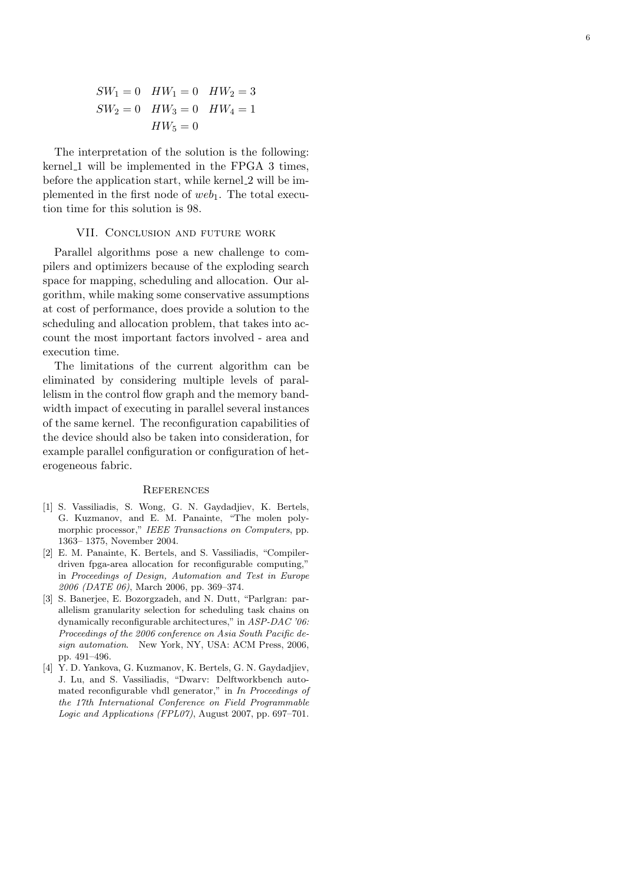$$SW_1 = 0 \quad HW_1 = 0 \quad HW_2 = 3$$
$$SW_2 = 0 \quad HW_3 = 0 \quad HW_4 = 1$$
$$HW_5 = 0$$

The interpretation of the solution is the following: kernel_1 will be implemented in the FPGA 3 times, before the application start, while kernel_2 will be implemented in the first node of $web_1$. The total execution time for this solution is 98.

## VII. Conclusion and future work

Parallel algorithms pose a new challenge to compilers and optimizers because of the exploding search space for mapping, scheduling and allocation. Our algorithm, while making some conservative assumptions at cost of performance, does provide a solution to the scheduling and allocation problem, that takes into account the most important factors involved - area and execution time.

The limitations of the current algorithm can be eliminated by considering multiple levels of parallelism in the control flow graph and the memory bandwidth impact of executing in parallel several instances of the same kernel. The reconfiguration capabilities of the device should also be taken into consideration, for example parallel configuration or configuration of heterogeneous fabric.

## References

[1] S. Vassiliadis, S. Wong, G. N. Gaydadjiev, K. Bertels, G. Kuzmanov, and E. M. Panainte, "The molen polymorphic processor," *IEEE Transactions on Computers*, pp. 1363– 1375, November 2004.

[2] E. M. Panainte, K. Bertels, and S. Vassiliadis, "Compiler-driven fpga-area allocation for reconfigurable computing," in *Proceedings of Design, Automation and Test in Europe 2006 (DATE 06)*, March 2006, pp. 369–374.

[3] S. Banerjee, E. Bozorgzadeh, and N. Dutt, "Parlgran: parallelism granularity selection for scheduling task chains on dynamically reconfigurable architectures," in *ASP-DAC '06: Proceedings of the 2006 conference on Asia South Pacific design automation*. New York, NY, USA: ACM Press, 2006, pp. 491–496.

[4] Y. D. Yankova, G. Kuzmanov, K. Bertels, G. N. Gaydadjiev, J. Lu, and S. Vassiliadis, "Dwarv: Delftworkbench automated reconfigurable vhdl generator," in *In Proceedings of the 17th International Conference on Field Programmable Logic and Applications (FPL07)*, August 2007, pp. 697–701.